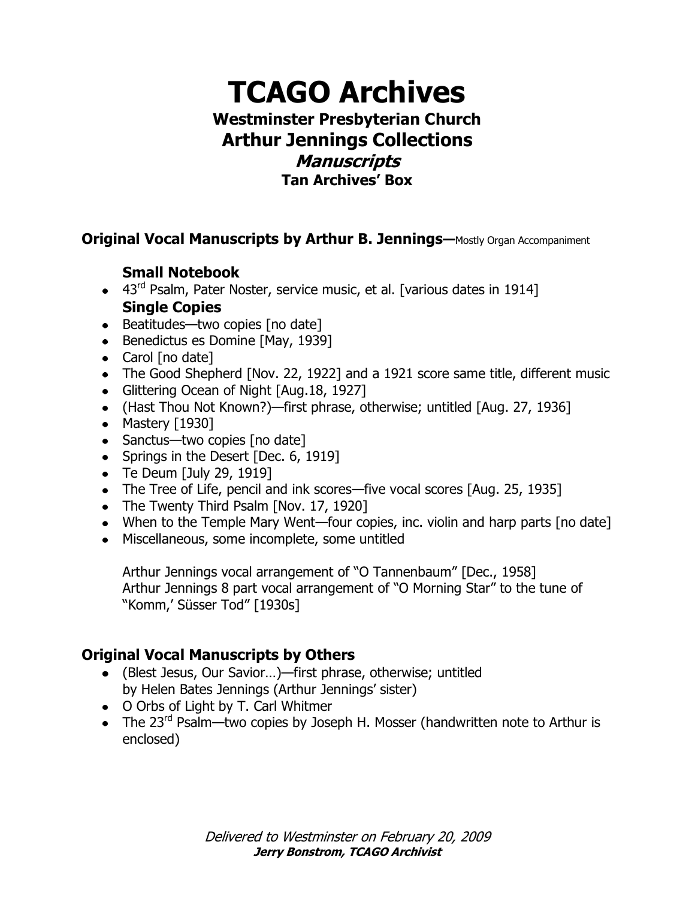# TCAGO Archives

## Westminster Presbyterian Church

## Arthur Jennings Collections

### *Manuscripts*

**Tan Archives' Box**

### Original Vocal Manuscripts by Arthur B. Jennings—Mostly Organ Accompaniment

**Small Notebook**

- 43rd Psalm, Pater Noster, service music, et al. [various dates in 1914]

**Single Copies**

- Beatitudes—two copies [no date]
- Benedictus es Domine [May, 1939]
- Carol [no date]
- The Good Shepherd [Nov. 22, 1922] and a 1921 score same title, different music
- Glittering Ocean of Night [Aug.18, 1927]
- (Hast Thou Not Known?)—first phrase, otherwise; untitled [Aug. 27, 1936]
- Mastery [1930]
- Sanctus—two copies [no date]
- Springs in the Desert [Dec. 6, 1919]
- Te Deum [July 29, 1919]
- The Tree of Life, pencil and ink scores—five vocal scores [Aug. 25, 1935]
- The Twenty Third Psalm [Nov. 17, 1920]
- When to the Temple Mary Went—four copies, inc. violin and harp parts [no date]
- Miscellaneous, some incomplete, some untitled

Arthur Jennings vocal arrangement of "O Tannenbaum" [Dec., 1958]
Arthur Jennings 8 part vocal arrangement of "O Morning Star" to the tune of "Komm,' Süsser Tod" [1930s]

### Original Vocal Manuscripts by Others

- (Blest Jesus, Our Savior…)—first phrase, otherwise; untitled by Helen Bates Jennings (Arthur Jennings' sister)
- O Orbs of Light by T. Carl Whitmer
- The 23rd Psalm—two copies by Joseph H. Mosser (handwritten note to Arthur is enclosed)

*Delivered to Westminster on February 20, 2009*
***Jerry Bonstrom, TCAGO Archivist***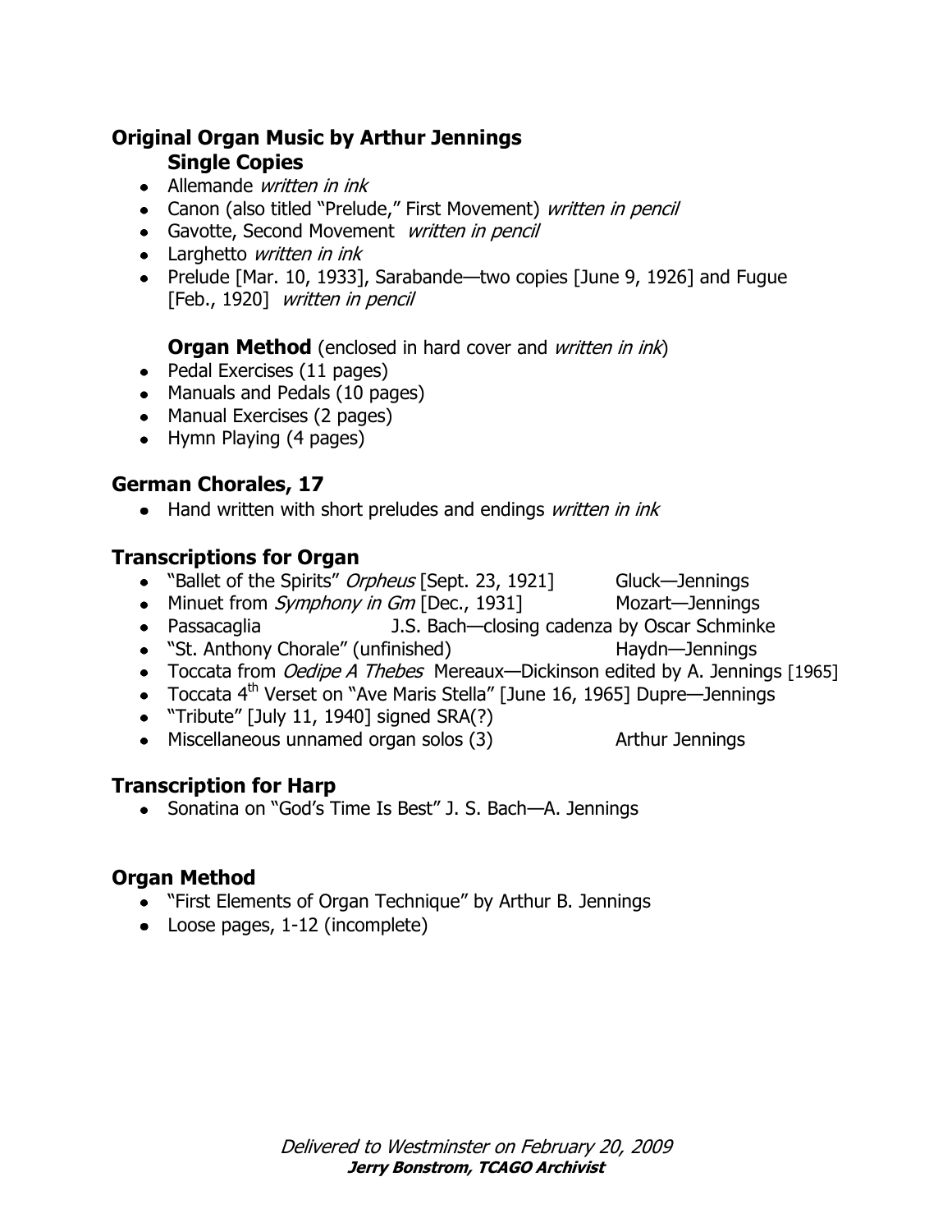## Original Organ Music by Arthur Jennings

### Single Copies

- Allemande *written in ink*
- Canon (also titled "Prelude," First Movement) *written in pencil*
- Gavotte, Second Movement *written in pencil*
- Larghetto *written in ink*
- Prelude [Mar. 10, 1933], Sarabande—two copies [June 9, 1926] and Fugue [Feb., 1920] *written in pencil*

### Organ Method (enclosed in hard cover and *written in ink*)

- Pedal Exercises (11 pages)
- Manuals and Pedals (10 pages)
- Manual Exercises (2 pages)
- Hymn Playing (4 pages)

## German Chorales, 17

- Hand written with short preludes and endings *written in ink*

## Transcriptions for Organ

- "Ballet of the Spirits" *Orpheus* [Sept. 23, 1921] Gluck—Jennings
- Minuet from *Symphony in Gm* [Dec., 1931] Mozart—Jennings
- Passacaglia J.S. Bach—closing cadenza by Oscar Schminke
- "St. Anthony Chorale" (unfinished) Haydn—Jennings
- Toccata from *Oedipe A Thebes* Mereaux—Dickinson edited by A. Jennings [1965]
- Toccata 4th Verset on "Ave Maris Stella" [June 16, 1965] Dupre—Jennings
- "Tribute" [July 11, 1940] signed SRA(?)
- Miscellaneous unnamed organ solos (3) Arthur Jennings

## Transcription for Harp

- Sonatina on "God's Time Is Best" J. S. Bach—A. Jennings

## Organ Method

- "First Elements of Organ Technique" by Arthur B. Jennings
- Loose pages, 1-12 (incomplete)

*Delivered to Westminster on February 20, 2009*
***Jerry Bonstrom, TCAGO Archivist***